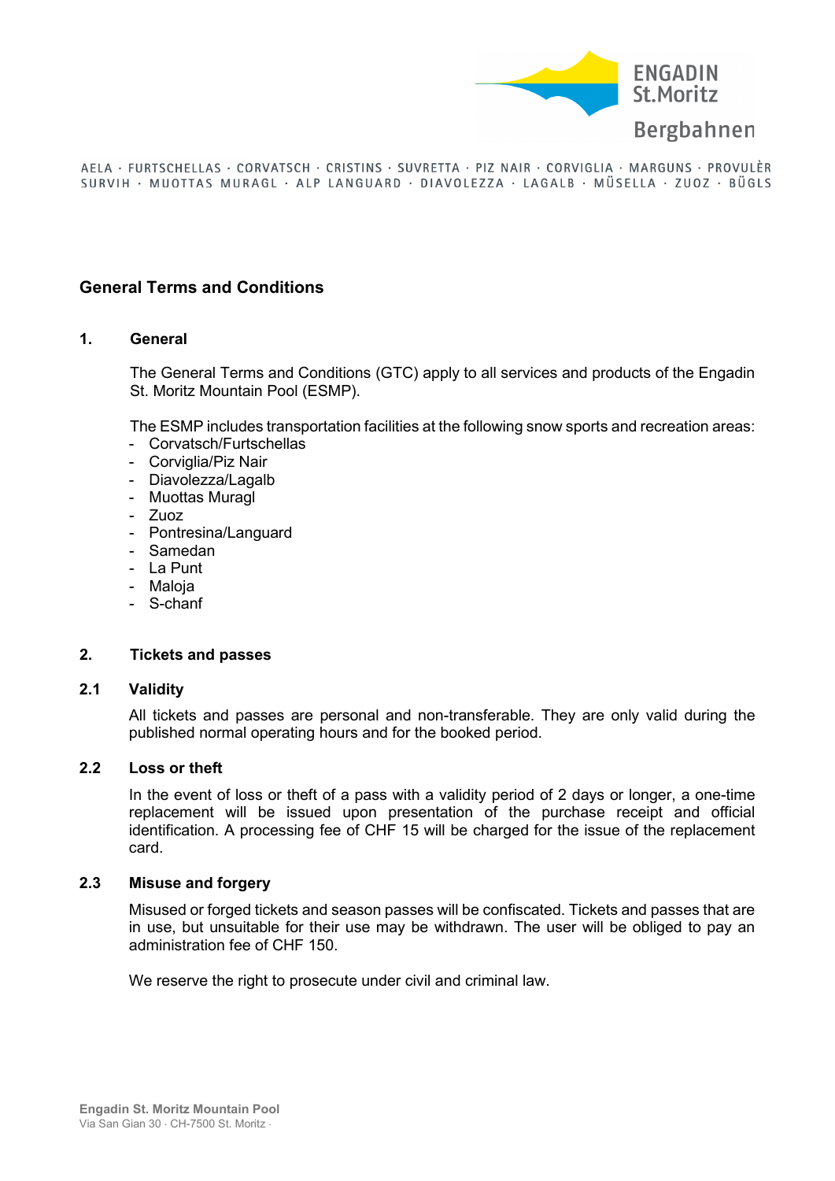# General Terms and Conditions

## 1. General

The General Terms and Conditions (GTC) apply to all services and products of the Engadin St. Moritz Mountain Pool (ESMP).

The ESMP includes transportation facilities at the following snow sports and recreation areas:

- Corvatsch/Furtschellas
- Corviglia/Piz Nair
- Diavolezza/Lagalb
- Muottas Muragl
- Zuoz
- Pontresina/Languard
- Samedan
- La Punt
- Maloja
- S-chanf

## 2. Tickets and passes

### 2.1 Validity

All tickets and passes are personal and non-transferable. They are only valid during the published normal operating hours and for the booked period.

### 2.2 Loss or theft

In the event of loss or theft of a pass with a validity period of 2 days or longer, a one-time replacement will be issued upon presentation of the purchase receipt and official identification. A processing fee of CHF 15 will be charged for the issue of the replacement card.

### 2.3 Misuse and forgery

Misused or forged tickets and season passes will be confiscated. Tickets and passes that are in use, but unsuitable for their use may be withdrawn. The user will be obliged to pay an administration fee of CHF 150.

We reserve the right to prosecute under civil and criminal law.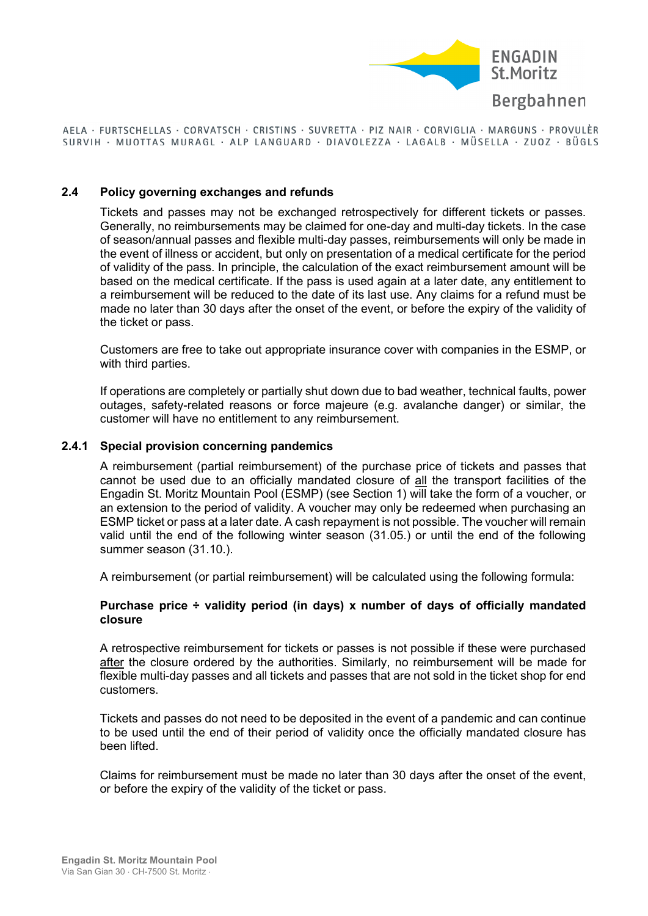## 2.4 Policy governing exchanges and refunds

Tickets and passes may not be exchanged retrospectively for different tickets or passes. Generally, no reimbursements may be claimed for one-day and multi-day tickets. In the case of season/annual passes and flexible multi-day passes, reimbursements will only be made in the event of illness or accident, but only on presentation of a medical certificate for the period of validity of the pass. In principle, the calculation of the exact reimbursement amount will be based on the medical certificate. If the pass is used again at a later date, any entitlement to a reimbursement will be reduced to the date of its last use. Any claims for a refund must be made no later than 30 days after the onset of the event, or before the expiry of the validity of the ticket or pass.

Customers are free to take out appropriate insurance cover with companies in the ESMP, or with third parties.

If operations are completely or partially shut down due to bad weather, technical faults, power outages, safety-related reasons or force majeure (e.g. avalanche danger) or similar, the customer will have no entitlement to any reimbursement.

### 2.4.1 Special provision concerning pandemics

A reimbursement (partial reimbursement) of the purchase price of tickets and passes that cannot be used due to an officially mandated closure of all the transport facilities of the Engadin St. Moritz Mountain Pool (ESMP) (see Section 1) will take the form of a voucher, or an extension to the period of validity. A voucher may only be redeemed when purchasing an ESMP ticket or pass at a later date. A cash repayment is not possible. The voucher will remain valid until the end of the following winter season (31.05.) or until the end of the following summer season (31.10.).

A reimbursement (or partial reimbursement) will be calculated using the following formula:

**Purchase price ÷ validity period (in days) x number of days of officially mandated closure**

A retrospective reimbursement for tickets or passes is not possible if these were purchased after the closure ordered by the authorities. Similarly, no reimbursement will be made for flexible multi-day passes and all tickets and passes that are not sold in the ticket shop for end customers.

Tickets and passes do not need to be deposited in the event of a pandemic and can continue to be used until the end of their period of validity once the officially mandated closure has been lifted.

Claims for reimbursement must be made no later than 30 days after the onset of the event, or before the expiry of the validity of the ticket or pass.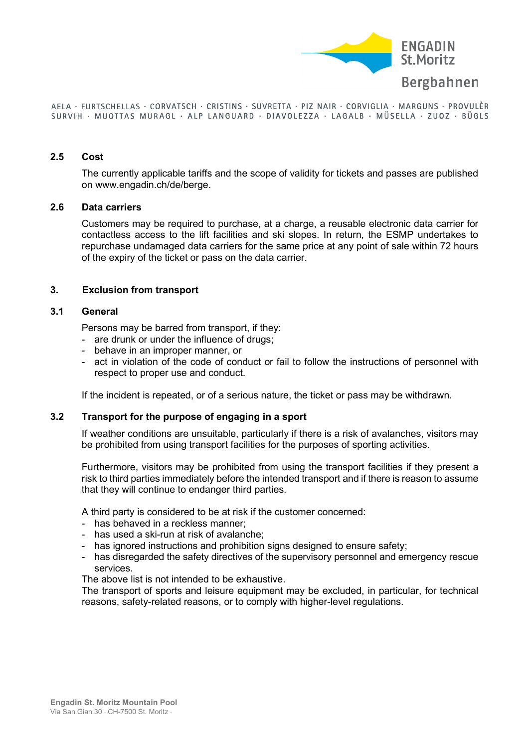### 2.5 Cost

The currently applicable tariffs and the scope of validity for tickets and passes are published on www.engadin.ch/de/berge.

### 2.6 Data carriers

Customers may be required to purchase, at a charge, a reusable electronic data carrier for contactless access to the lift facilities and ski slopes. In return, the ESMP undertakes to repurchase undamaged data carriers for the same price at any point of sale within 72 hours of the expiry of the ticket or pass on the data carrier.

## 3. Exclusion from transport

### 3.1 General

Persons may be barred from transport, if they:

- are drunk or under the influence of drugs;
- behave in an improper manner, or
- act in violation of the code of conduct or fail to follow the instructions of personnel with respect to proper use and conduct.

If the incident is repeated, or of a serious nature, the ticket or pass may be withdrawn.

### 3.2 Transport for the purpose of engaging in a sport

If weather conditions are unsuitable, particularly if there is a risk of avalanches, visitors may be prohibited from using transport facilities for the purposes of sporting activities.

Furthermore, visitors may be prohibited from using the transport facilities if they present a risk to third parties immediately before the intended transport and if there is reason to assume that they will continue to endanger third parties.

A third party is considered to be at risk if the customer concerned:

- has behaved in a reckless manner;
- has used a ski-run at risk of avalanche;
- has ignored instructions and prohibition signs designed to ensure safety;
- has disregarded the safety directives of the supervisory personnel and emergency rescue services.

The above list is not intended to be exhaustive.
The transport of sports and leisure equipment may be excluded, in particular, for technical reasons, safety-related reasons, or to comply with higher-level regulations.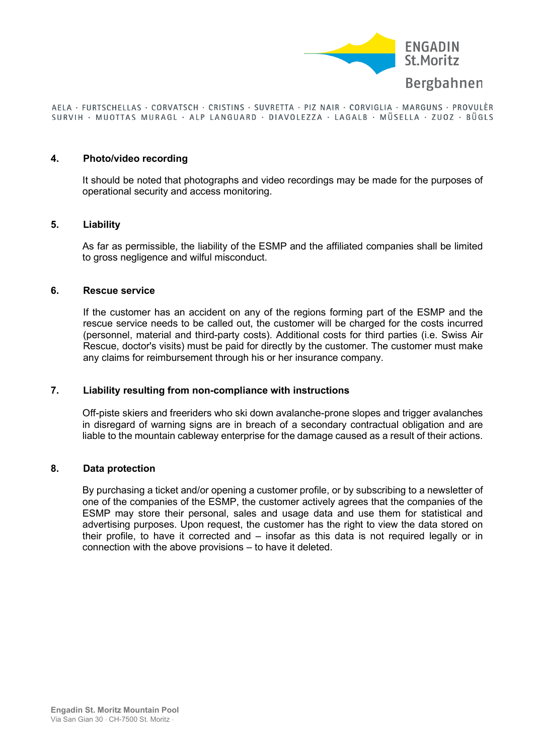## 4. Photo/video recording

It should be noted that photographs and video recordings may be made for the purposes of operational security and access monitoring.

## 5. Liability

As far as permissible, the liability of the ESMP and the affiliated companies shall be limited to gross negligence and wilful misconduct.

## 6. Rescue service

If the customer has an accident on any of the regions forming part of the ESMP and the rescue service needs to be called out, the customer will be charged for the costs incurred (personnel, material and third-party costs). Additional costs for third parties (i.e. Swiss Air Rescue, doctor's visits) must be paid for directly by the customer. The customer must make any claims for reimbursement through his or her insurance company.

## 7. Liability resulting from non-compliance with instructions

Off-piste skiers and freeriders who ski down avalanche-prone slopes and trigger avalanches in disregard of warning signs are in breach of a secondary contractual obligation and are liable to the mountain cableway enterprise for the damage caused as a result of their actions.

## 8. Data protection

By purchasing a ticket and/or opening a customer profile, or by subscribing to a newsletter of one of the companies of the ESMP, the customer actively agrees that the companies of the ESMP may store their personal, sales and usage data and use them for statistical and advertising purposes. Upon request, the customer has the right to view the data stored on their profile, to have it corrected and – insofar as this data is not required legally or in connection with the above provisions – to have it deleted.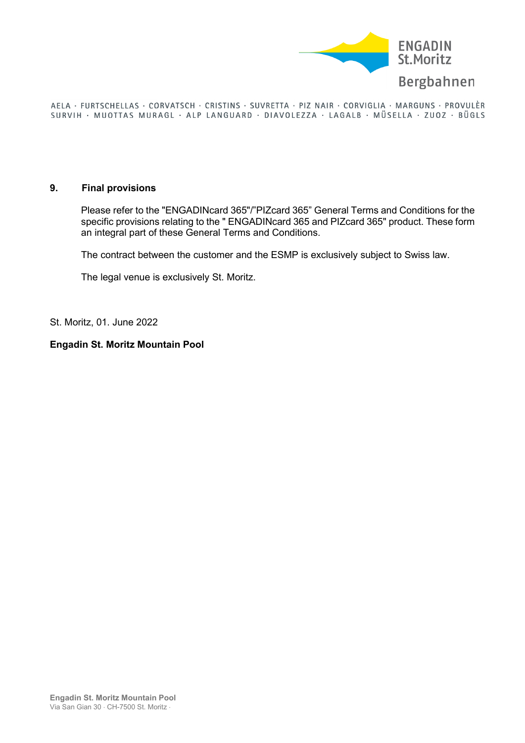## 9. Final provisions

Please refer to the "ENGADINcard 365"/"PIZcard 365" General Terms and Conditions for the specific provisions relating to the " ENGADINcard 365 and PIZcard 365" product. These form an integral part of these General Terms and Conditions.

The contract between the customer and the ESMP is exclusively subject to Swiss law.

The legal venue is exclusively St. Moritz.

St. Moritz, 01. June 2022

**Engadin St. Moritz Mountain Pool**